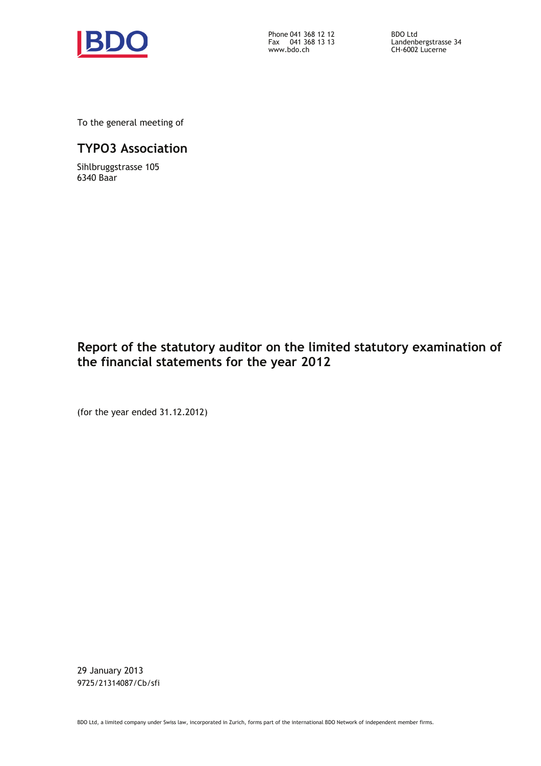Phone 041 368 12 12
Fax 041 368 13 13
www.bdo.ch

BDO Ltd
Landenbergstrasse 34
CH-6002 Lucerne

To the general meeting of

## TYPO3 Association

Sihlbruggstrasse 105
6340 Baar

# Report of the statutory auditor on the limited statutory examination of the financial statements for the year 2012

(for the year ended 31.12.2012)

29 January 2013
9725/21314087/Cb/sfi

BDO Ltd, a limited company under Swiss law, incorporated in Zurich, forms part of the international BDO Network of independent member firms.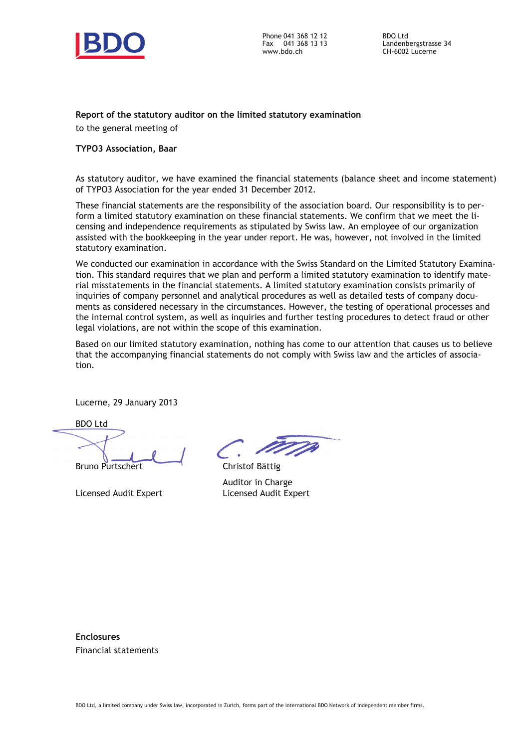Phone 041 368 12 12
Fax 041 368 13 13
www.bdo.ch

BDO Ltd
Landenbergstrasse 34
CH-6002 Lucerne

**Report of the statutory auditor on the limited statutory examination**

to the general meeting of

**TYPO3 Association, Baar**

As statutory auditor, we have examined the financial statements (balance sheet and income statement) of TYPO3 Association for the year ended 31 December 2012.

These financial statements are the responsibility of the association board. Our responsibility is to perform a limited statutory examination on these financial statements. We confirm that we meet the licensing and independence requirements as stipulated by Swiss law. An employee of our organization assisted with the bookkeeping in the year under report. He was, however, not involved in the limited statutory examination.

We conducted our examination in accordance with the Swiss Standard on the Limited Statutory Examination. This standard requires that we plan and perform a limited statutory examination to identify material misstatements in the financial statements. A limited statutory examination consists primarily of inquiries of company personnel and analytical procedures as well as detailed tests of company documents as considered necessary in the circumstances. However, the testing of operational processes and the internal control system, as well as inquiries and further testing procedures to detect fraud or other legal violations, are not within the scope of this examination.

Based on our limited statutory examination, nothing has come to our attention that causes us to believe that the accompanying financial statements do not comply with Swiss law and the articles of association.

Lucerne, 29 January 2013

BDO Ltd

| | |
|---|---|
| Bruno Purtschert | Christof Bättig |
| | Auditor in Charge |
| Licensed Audit Expert | Licensed Audit Expert |

**Enclosures**

Financial statements

BDO Ltd, a limited company under Swiss law, incorporated in Zurich, forms part of the international BDO Network of independent member firms.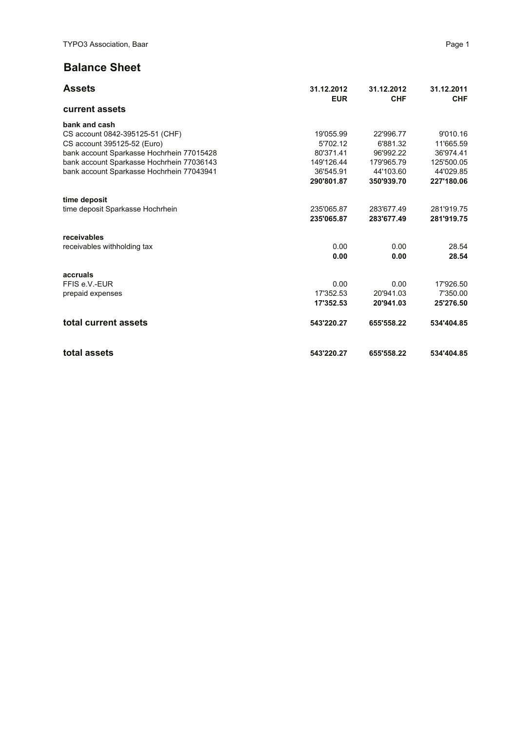## Balance Sheet

| Assets | 31.12.2012 EUR | 31.12.2012 CHF | 31.12.2011 CHF |
|---|---|---|---|
| **current assets** | | | |
| **bank and cash** | | | |
| CS account 0842-395125-51 (CHF) | 19'055.99 | 22'996.77 | 9'010.16 |
| CS account 395125-52 (Euro) | 5'702.12 | 6'881.32 | 11'665.59 |
| bank account Sparkasse Hochrhein 77015428 | 80'371.41 | 96'992.22 | 36'974.41 |
| bank account Sparkasse Hochrhein 77036143 | 149'126.44 | 179'965.79 | 125'500.05 |
| bank account Sparkasse Hochrhein 77043941 | 36'545.91 | 44'103.60 | 44'029.85 |
| | **290'801.87** | **350'939.70** | **227'180.06** |
| **time deposit** | | | |
| time deposit Sparkasse Hochrhein | 235'065.87 | 283'677.49 | 281'919.75 |
| | **235'065.87** | **283'677.49** | **281'919.75** |
| **receivables** | | | |
| receivables withholding tax | 0.00 | 0.00 | 28.54 |
| | **0.00** | **0.00** | **28.54** |
| **accruals** | | | |
| FFIS e.V.-EUR | 0.00 | 0.00 | 17'926.50 |
| prepaid expenses | 17'352.53 | 20'941.03 | 7'350.00 |
| | **17'352.53** | **20'941.03** | **25'276.50** |
| **total current assets** | **543'220.27** | **655'558.22** | **534'404.85** |
| **total assets** | **543'220.27** | **655'558.22** | **534'404.85** |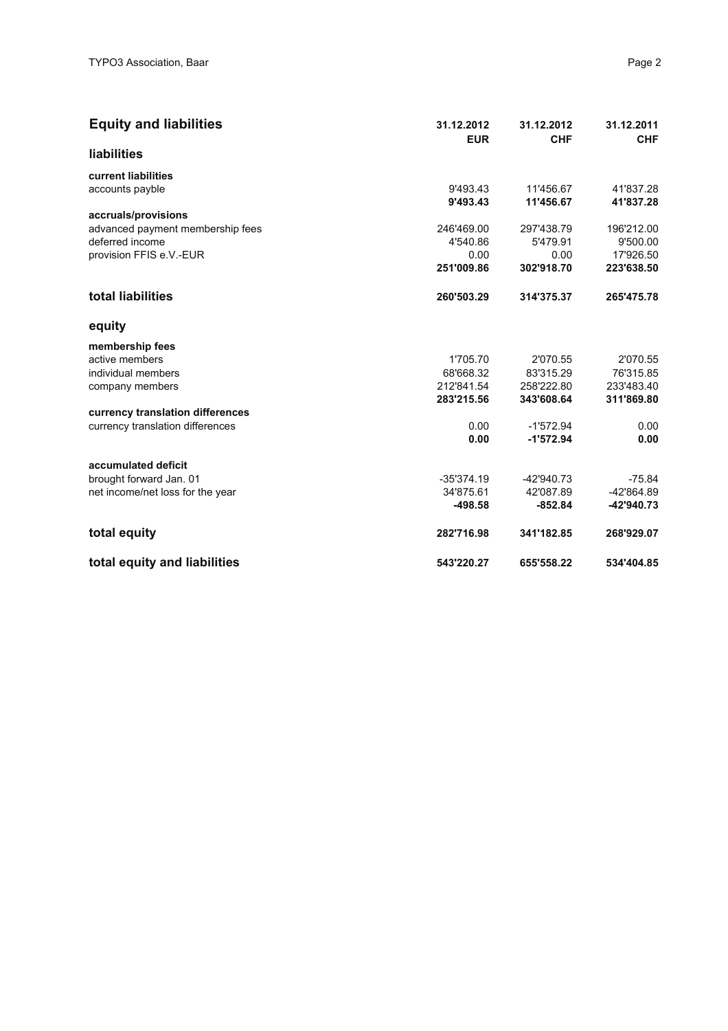## Equity and liabilities

| | 31.12.2012 EUR | 31.12.2012 CHF | 31.12.2011 CHF |
|---|---|---|---|
| **liabilities** | | | |
| **current liabilities** | | | |
| accounts payble | 9'493.43 | 11'456.67 | 41'837.28 |
| | **9'493.43** | **11'456.67** | **41'837.28** |
| **accruals/provisions** | | | |
| advanced payment membership fees | 246'469.00 | 297'438.79 | 196'212.00 |
| deferred income | 4'540.86 | 5'479.91 | 9'500.00 |
| provision FFIS e.V.-EUR | 0.00 | 0.00 | 17'926.50 |
| | **251'009.86** | **302'918.70** | **223'638.50** |
| **total liabilities** | **260'503.29** | **314'375.37** | **265'475.78** |
| **equity** | | | |
| **membership fees** | | | |
| active members | 1'705.70 | 2'070.55 | 2'070.55 |
| individual members | 68'668.32 | 83'315.29 | 76'315.85 |
| company members | 212'841.54 | 258'222.80 | 233'483.40 |
| | **283'215.56** | **343'608.64** | **311'869.80** |
| **currency translation differences** | | | |
| currency translation differences | 0.00 | -1'572.94 | 0.00 |
| | **0.00** | **-1'572.94** | **0.00** |
| **accumulated deficit** | | | |
| brought forward Jan. 01 | -35'374.19 | -42'940.73 | -75.84 |
| net income/net loss for the year | 34'875.61 | 42'087.89 | -42'864.89 |
| | **-498.58** | **-852.84** | **-42'940.73** |
| **total equity** | **282'716.98** | **341'182.85** | **268'929.07** |
| **total equity and liabilities** | **543'220.27** | **655'558.22** | **534'404.85** |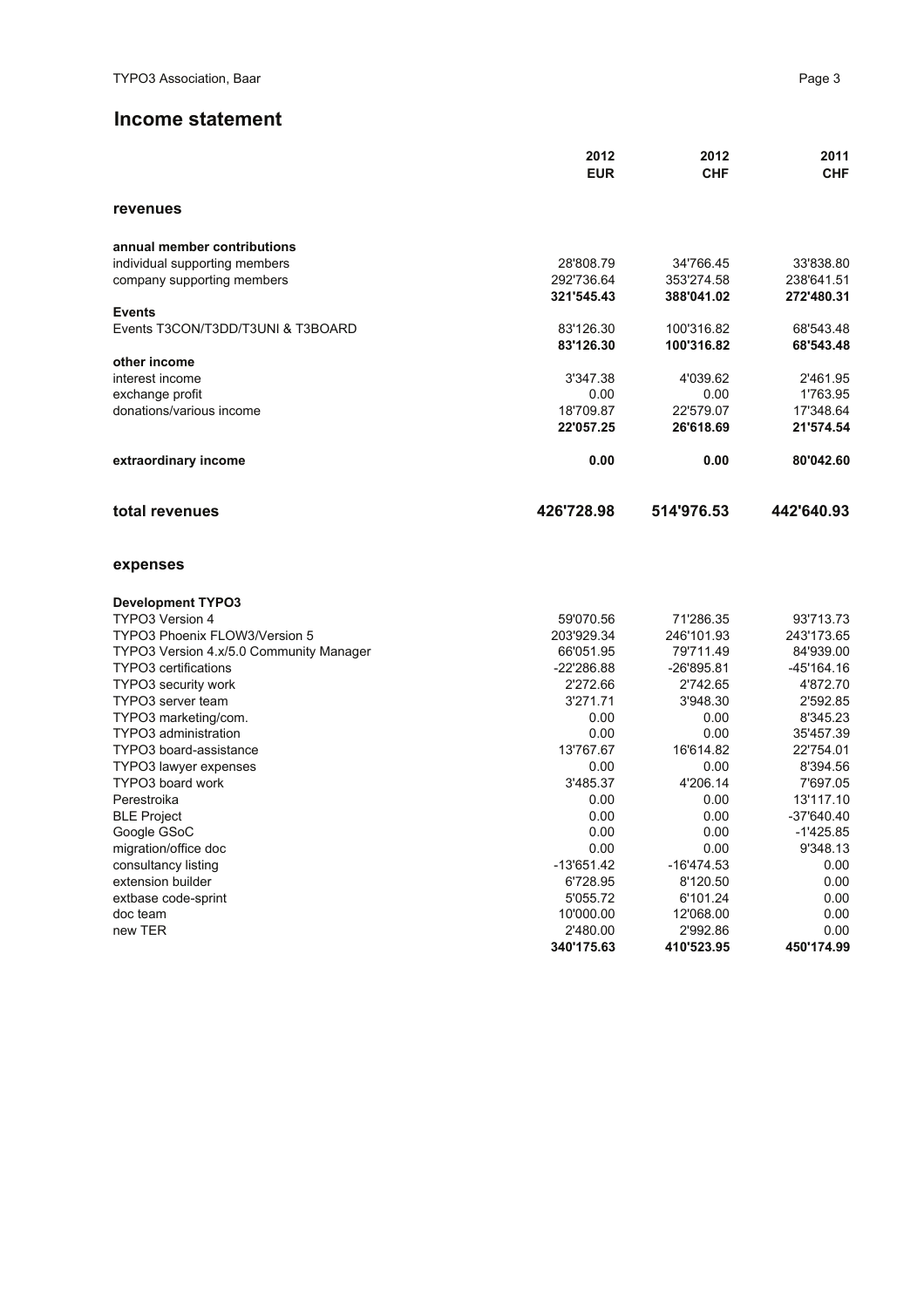## Income statement

| | 2012 EUR | 2012 CHF | 2011 CHF |
|---|---|---|---|
| **revenues** | | | |
| **annual member contributions** | | | |
| individual supporting members | 28'808.79 | 34'766.45 | 33'838.80 |
| company supporting members | 292'736.64 | 353'274.58 | 238'641.51 |
| | **321'545.43** | **388'041.02** | **272'480.31** |
| **Events** | | | |
| Events T3CON/T3DD/T3UNI & T3BOARD | 83'126.30 | 100'316.82 | 68'543.48 |
| | **83'126.30** | **100'316.82** | **68'543.48** |
| **other income** | | | |
| interest income | 3'347.38 | 4'039.62 | 2'461.95 |
| exchange profit | 0.00 | 0.00 | 1'763.95 |
| donations/various income | 18'709.87 | 22'579.07 | 17'348.64 |
| | **22'057.25** | **26'618.69** | **21'574.54** |
| **extraordinary income** | **0.00** | **0.00** | **80'042.60** |
| **total revenues** | **426'728.98** | **514'976.53** | **442'640.93** |
| **expenses** | | | |
| **Development TYPO3** | | | |
| TYPO3 Version 4 | 59'070.56 | 71'286.35 | 93'713.73 |
| TYPO3 Phoenix FLOW3/Version 5 | 203'929.34 | 246'101.93 | 243'173.65 |
| TYPO3 Version 4.x/5.0 Community Manager | 66'051.95 | 79'711.49 | 84'939.00 |
| TYPO3 certifications | -22'286.88 | -26'895.81 | -45'164.16 |
| TYPO3 security work | 2'272.66 | 2'742.65 | 4'872.70 |
| TYPO3 server team | 3'271.71 | 3'948.30 | 2'592.85 |
| TYPO3 marketing/com. | 0.00 | 0.00 | 8'345.23 |
| TYPO3 administration | 0.00 | 0.00 | 35'457.39 |
| TYPO3 board-assistance | 13'767.67 | 16'614.82 | 22'754.01 |
| TYPO3 lawyer expenses | 0.00 | 0.00 | 8'394.56 |
| TYPO3 board work | 3'485.37 | 4'206.14 | 7'697.05 |
| Perestroika | 0.00 | 0.00 | 13'117.10 |
| BLE Project | 0.00 | 0.00 | -37'640.40 |
| Google GSoC | 0.00 | 0.00 | -1'425.85 |
| migration/office doc | 0.00 | 0.00 | 9'348.13 |
| consultancy listing | -13'651.42 | -16'474.53 | 0.00 |
| extension builder | 6'728.95 | 8'120.50 | 0.00 |
| extbase code-sprint | 5'055.72 | 6'101.24 | 0.00 |
| doc team | 10'000.00 | 12'068.00 | 0.00 |
| new TER | 2'480.00 | 2'992.86 | 0.00 |
| | **340'175.63** | **410'523.95** | **450'174.99** |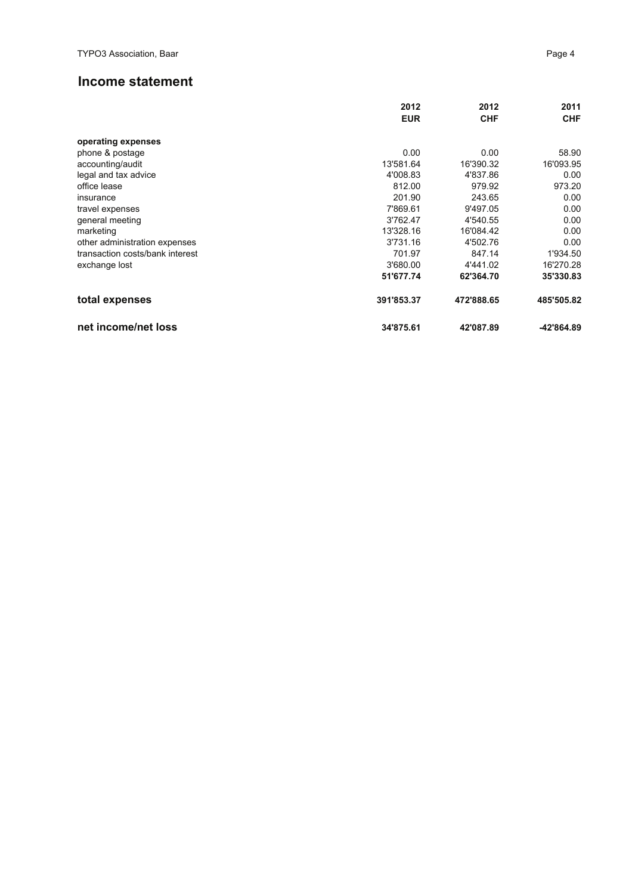## Income statement

| | 2012 EUR | 2012 CHF | 2011 CHF |
|---|---|---|---|
| **operating expenses** | | | |
| phone & postage | 0.00 | 0.00 | 58.90 |
| accounting/audit | 13'581.64 | 16'390.32 | 16'093.95 |
| legal and tax advice | 4'008.83 | 4'837.86 | 0.00 |
| office lease | 812.00 | 979.92 | 973.20 |
| insurance | 201.90 | 243.65 | 0.00 |
| travel expenses | 7'869.61 | 9'497.05 | 0.00 |
| general meeting | 3'762.47 | 4'540.55 | 0.00 |
| marketing | 13'328.16 | 16'084.42 | 0.00 |
| other administration expenses | 3'731.16 | 4'502.76 | 0.00 |
| transaction costs/bank interest | 701.97 | 847.14 | 1'934.50 |
| exchange lost | 3'680.00 | 4'441.02 | 16'270.28 |
| | **51'677.74** | **62'364.70** | **35'330.83** |
| **total expenses** | **391'853.37** | **472'888.65** | **485'505.82** |
| **net income/net loss** | **34'875.61** | **42'087.89** | **-42'864.89** |